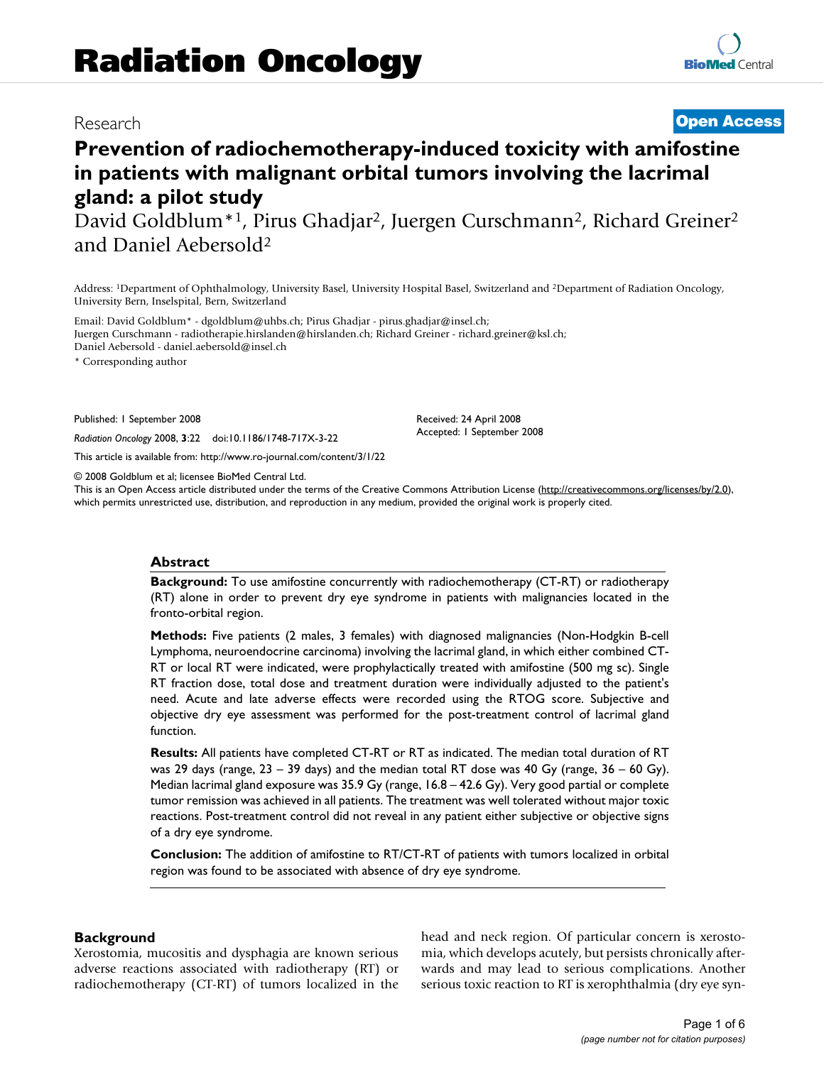# Radiation Oncology

Research

**Open Access**

# Prevention of radiochemotherapy-induced toxicity with amifostine in patients with malignant orbital tumors involving the lacrimal gland: a pilot study

David Goldblum*[1], Pirus Ghadjar[2], Juergen Curschmann[2], Richard Greiner[2] and Daniel Aebersold[2]

Address: [1]Department of Ophthalmology, University Basel, University Hospital Basel, Switzerland and [2]Department of Radiation Oncology, University Bern, Inselspital, Bern, Switzerland

Email: David Goldblum* - dgoldblum@uhbs.ch; Pirus Ghadjar - pirus.ghadjar@insel.ch; Juergen Curschmann - radiotherapie.hirslanden@hirslanden.ch; Richard Greiner - richard.greiner@ksl.ch; Daniel Aebersold - daniel.aebersold@insel.ch

\* Corresponding author

Published: 1 September 2008

*Radiation Oncology* 2008, **3**:22 doi:10.1186/1748-717X-3-22

Received: 24 April 2008
Accepted: 1 September 2008

This article is available from: http://www.ro-journal.com/content/3/1/22

© 2008 Goldblum et al; licensee BioMed Central Ltd.
This is an Open Access article distributed under the terms of the Creative Commons Attribution License (http://creativecommons.org/licenses/by/2.0), which permits unrestricted use, distribution, and reproduction in any medium, provided the original work is properly cited.

## Abstract

**Background:** To use amifostine concurrently with radiochemotherapy (CT-RT) or radiotherapy (RT) alone in order to prevent dry eye syndrome in patients with malignancies located in the fronto-orbital region.

**Methods:** Five patients (2 males, 3 females) with diagnosed malignancies (Non-Hodgkin B-cell Lymphoma, neuroendocrine carcinoma) involving the lacrimal gland, in which either combined CT-RT or local RT were indicated, were prophylactically treated with amifostine (500 mg sc). Single RT fraction dose, total dose and treatment duration were individually adjusted to the patient's need. Acute and late adverse effects were recorded using the RTOG score. Subjective and objective dry eye assessment was performed for the post-treatment control of lacrimal gland function.

**Results:** All patients have completed CT-RT or RT as indicated. The median total duration of RT was 29 days (range, 23 – 39 days) and the median total RT dose was 40 Gy (range, 36 – 60 Gy). Median lacrimal gland exposure was 35.9 Gy (range, 16.8 – 42.6 Gy). Very good partial or complete tumor remission was achieved in all patients. The treatment was well tolerated without major toxic reactions. Post-treatment control did not reveal in any patient either subjective or objective signs of a dry eye syndrome.

**Conclusion:** The addition of amifostine to RT/CT-RT of patients with tumors localized in orbital region was found to be associated with absence of dry eye syndrome.

## Background

Xerostomia, mucositis and dysphagia are known serious adverse reactions associated with radiotherapy (RT) or radiochemotherapy (CT-RT) of tumors localized in the head and neck region. Of particular concern is xerostomia, which develops acutely, but persists chronically afterwards and may lead to serious complications. Another serious toxic reaction to RT is xerophthalmia (dry eye syn-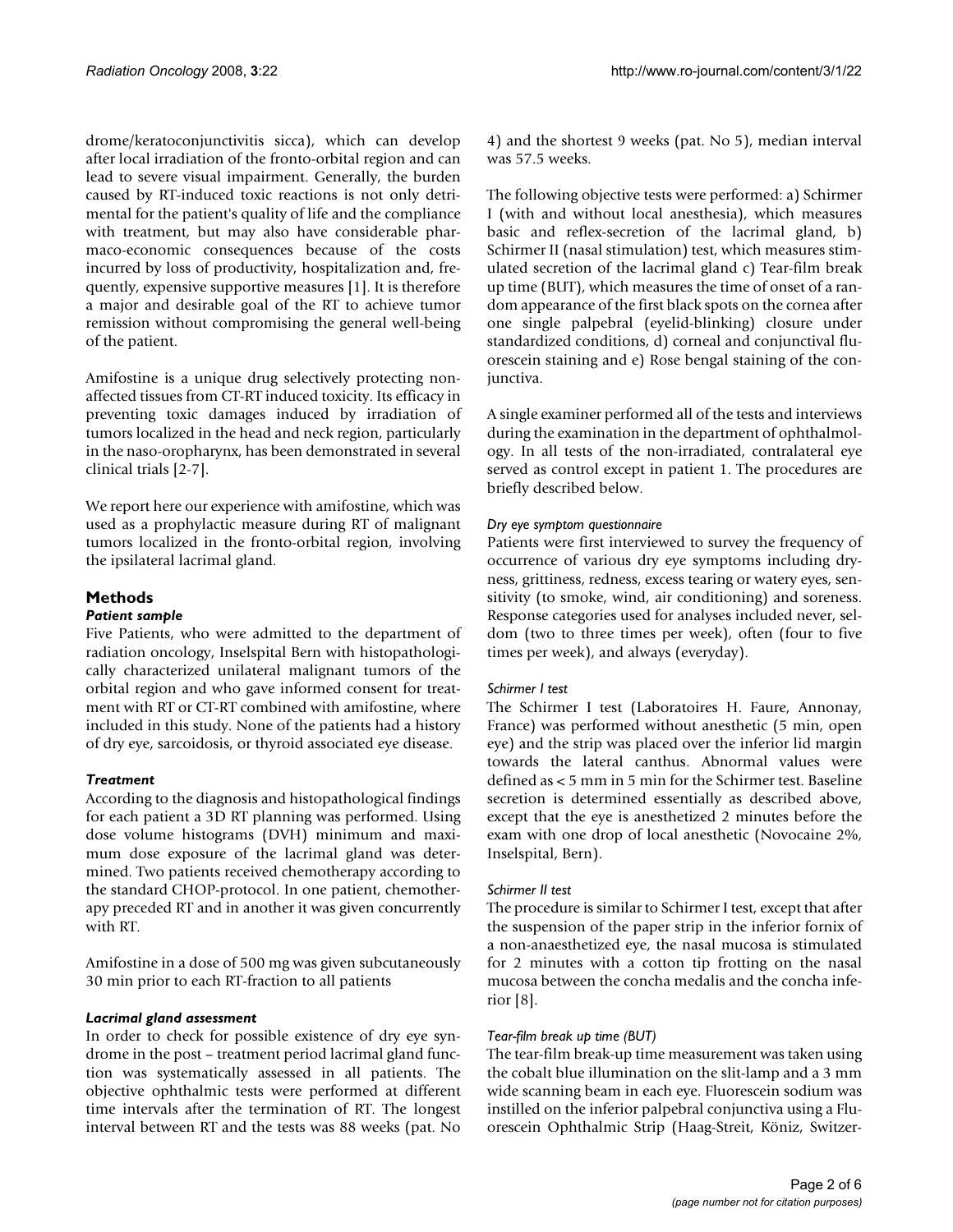drome/keratoconjunctivitis sicca), which can develop after local irradiation of the fronto-orbital region and can lead to severe visual impairment. Generally, the burden caused by RT-induced toxic reactions is not only detrimental for the patient's quality of life and the compliance with treatment, but may also have considerable pharmaco-economic consequences because of the costs incurred by loss of productivity, hospitalization and, frequently, expensive supportive measures [1]. It is therefore a major and desirable goal of the RT to achieve tumor remission without compromising the general well-being of the patient.

Amifostine is a unique drug selectively protecting non-affected tissues from CT-RT induced toxicity. Its efficacy in preventing toxic damages induced by irradiation of tumors localized in the head and neck region, particularly in the naso-oropharynx, has been demonstrated in several clinical trials [2-7].

We report here our experience with amifostine, which was used as a prophylactic measure during RT of malignant tumors localized in the fronto-orbital region, involving the ipsilateral lacrimal gland.

## Methods

### *Patient sample*

Five Patients, who were admitted to the department of radiation oncology, Inselspital Bern with histopathologically characterized unilateral malignant tumors of the orbital region and who gave informed consent for treatment with RT or CT-RT combined with amifostine, where included in this study. None of the patients had a history of dry eye, sarcoidosis, or thyroid associated eye disease.

### *Treatment*

According to the diagnosis and histopathological findings for each patient a 3D RT planning was performed. Using dose volume histograms (DVH) minimum and maximum dose exposure of the lacrimal gland was determined. Two patients received chemotherapy according to the standard CHOP-protocol. In one patient, chemotherapy preceded RT and in another it was given concurrently with RT.

Amifostine in a dose of 500 mg was given subcutaneously 30 min prior to each RT-fraction to all patients

### *Lacrimal gland assessment*

In order to check for possible existence of dry eye syndrome in the post – treatment period lacrimal gland function was systematically assessed in all patients. The objective ophthalmic tests were performed at different time intervals after the termination of RT. The longest interval between RT and the tests was 88 weeks (pat. No 4) and the shortest 9 weeks (pat. No 5), median interval was 57.5 weeks.

The following objective tests were performed: a) Schirmer I (with and without local anesthesia), which measures basic and reflex-secretion of the lacrimal gland, b) Schirmer II (nasal stimulation) test, which measures stimulated secretion of the lacrimal gland c) Tear-film break up time (BUT), which measures the time of onset of a random appearance of the first black spots on the cornea after one single palpebral (eyelid-blinking) closure under standardized conditions, d) corneal and conjunctival fluorescein staining and e) Rose bengal staining of the conjunctiva.

A single examiner performed all of the tests and interviews during the examination in the department of ophthalmology. In all tests of the non-irradiated, contralateral eye served as control except in patient 1. The procedures are briefly described below.

#### *Dry eye symptom questionnaire*

Patients were first interviewed to survey the frequency of occurrence of various dry eye symptoms including dryness, grittiness, redness, excess tearing or watery eyes, sensitivity (to smoke, wind, air conditioning) and soreness. Response categories used for analyses included never, seldom (two to three times per week), often (four to five times per week), and always (everyday).

#### *Schirmer I test*

The Schirmer I test (Laboratoires H. Faure, Annonay, France) was performed without anesthetic (5 min, open eye) and the strip was placed over the inferior lid margin towards the lateral canthus. Abnormal values were defined as < 5 mm in 5 min for the Schirmer test. Baseline secretion is determined essentially as described above, except that the eye is anesthetized 2 minutes before the exam with one drop of local anesthetic (Novocaine 2%, Inselspital, Bern).

#### *Schirmer II test*

The procedure is similar to Schirmer I test, except that after the suspension of the paper strip in the inferior fornix of a non-anaesthetized eye, the nasal mucosa is stimulated for 2 minutes with a cotton tip frotting on the nasal mucosa between the concha medalis and the concha inferior [8].

#### *Tear-film break up time (BUT)*

The tear-film break-up time measurement was taken using the cobalt blue illumination on the slit-lamp and a 3 mm wide scanning beam in each eye. Fluorescein sodium was instilled on the inferior palpebral conjunctiva using a Fluorescein Ophthalmic Strip (Haag-Streit, Köniz, Switzer-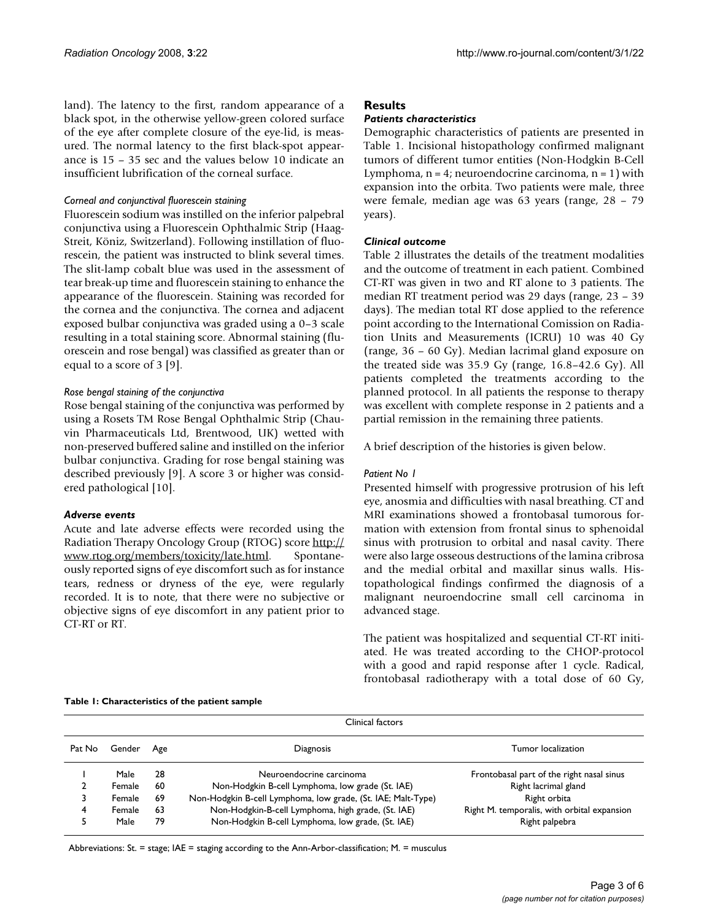land). The latency to the first, random appearance of a black spot, in the otherwise yellow-green colored surface of the eye after complete closure of the eye-lid, is measured. The normal latency to the first black-spot appearance is 15 – 35 sec and the values below 10 indicate an insufficient lubrification of the corneal surface.

#### Corneal and conjunctival fluorescein staining

Fluorescein sodium was instilled on the inferior palpebral conjunctiva using a Fluorescein Ophthalmic Strip (Haag-Streit, Köniz, Switzerland). Following instillation of fluorescein, the patient was instructed to blink several times. The slit-lamp cobalt blue was used in the assessment of tear break-up time and fluorescein staining to enhance the appearance of the fluorescein. Staining was recorded for the cornea and the conjunctiva. The cornea and adjacent exposed bulbar conjunctiva was graded using a 0–3 scale resulting in a total staining score. Abnormal staining (fluorescein and rose bengal) was classified as greater than or equal to a score of 3 [9].

#### Rose bengal staining of the conjunctiva

Rose bengal staining of the conjunctiva was performed by using a Rosets TM Rose Bengal Ophthalmic Strip (Chauvin Pharmaceuticals Ltd, Brentwood, UK) wetted with non-preserved buffered saline and instilled on the inferior bulbar conjunctiva. Grading for rose bengal staining was described previously [9]. A score 3 or higher was considered pathological [10].

### Adverse events

Acute and late adverse effects were recorded using the Radiation Therapy Oncology Group (RTOG) score http://www.rtog.org/members/toxicity/late.html. Spontaneously reported signs of eye discomfort such as for instance tears, redness or dryness of the eye, were regularly recorded. It is to note, that there were no subjective or objective signs of eye discomfort in any patient prior to CT-RT or RT.

## Results

### Patients characteristics

Demographic characteristics of patients are presented in Table 1. Incisional histopathology confirmed malignant tumors of different tumor entities (Non-Hodgkin B-Cell Lymphoma, n = 4; neuroendocrine carcinoma, n = 1) with expansion into the orbita. Two patients were male, three were female, median age was 63 years (range, 28 – 79 years).

### Clinical outcome

Table 2 illustrates the details of the treatment modalities and the outcome of treatment in each patient. Combined CT-RT was given in two and RT alone to 3 patients. The median RT treatment period was 29 days (range, 23 – 39 days). The median total RT dose applied to the reference point according to the International Comission on Radiation Units and Measurements (ICRU) 10 was 40 Gy (range, 36 – 60 Gy). Median lacrimal gland exposure on the treated side was 35.9 Gy (range, 16.8–42.6 Gy). All patients completed the treatments according to the planned protocol. In all patients the response to therapy was excellent with complete response in 2 patients and a partial remission in the remaining three patients.

A brief description of the histories is given below.

#### Patient No 1

Presented himself with progressive protrusion of his left eye, anosmia and difficulties with nasal breathing. CT and MRI examinations showed a frontobasal tumorous formation with extension from frontal sinus to sphenoidal sinus with protrusion to orbital and nasal cavity. There were also large osseous destructions of the lamina cribrosa and the medial orbital and maxillar sinus walls. Histopathological findings confirmed the diagnosis of a malignant neuroendocrine small cell carcinoma in advanced stage.

The patient was hospitalized and sequential CT-RT initiated. He was treated according to the CHOP-protocol with a good and rapid response after 1 cycle. Radical, frontobasal radiotherapy with a total dose of 60 Gy,

**Table 1: Characteristics of the patient sample**

| Clinical factors | | | | |
|---|---|---|---|---|
| Pat No | Gender | Age | Diagnosis | Tumor localization |
| 1 | Male | 28 | Neuroendocrine carcinoma | Frontobasal part of the right nasal sinus |
| 2 | Female | 60 | Non-Hodgkin B-cell Lymphoma, low grade (St. IAE) | Right lacrimal gland |
| 3 | Female | 69 | Non-Hodgkin B-cell Lymphoma, low grade, (St. IAE; Malt-Type) | Right orbita |
| 4 | Female | 63 | Non-Hodgkin-B-cell Lymphoma, high grade, (St. IAE) | Right M. temporalis, with orbital expansion |
| 5 | Male | 79 | Non-Hodgkin B-cell Lymphoma, low grade, (St. IAE) | Right palpebra |

Abbreviations: St. = stage; IAE = staging according to the Ann-Arbor-classification; M. = musculus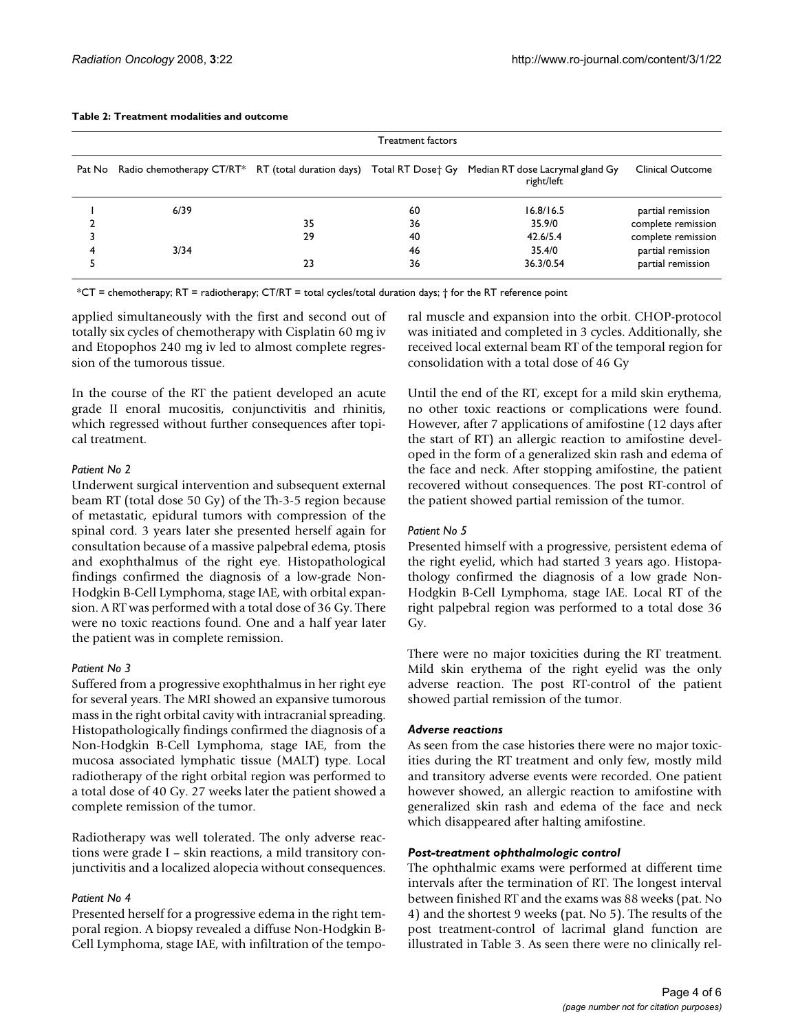**Table 2: Treatment modalities and outcome**

| | Treatment factors | | | | |
|---|---|---|---|---|---|
| Pat No | Radio chemotherapy CT/RT* | RT (total duration days) | Total RT Dose† Gy | Median RT dose Lacrymal gland Gy right/left | Clinical Outcome |
| 1 | 6/39 | | 60 | 16.8/16.5 | partial remission |
| 2 | | 35 | 36 | 35.9/0 | complete remission |
| 3 | | 29 | 40 | 42.6/5.4 | complete remission |
| 4 | 3/34 | | 46 | 35.4/0 | partial remission |
| 5 | | 23 | 36 | 36.3/0.54 | partial remission |

*CT = chemotherapy; RT = radiotherapy; CT/RT = total cycles/total duration days; † for the RT reference point

applied simultaneously with the first and second out of totally six cycles of chemotherapy with Cisplatin 60 mg iv and Etopophos 240 mg iv led to almost complete regression of the tumorous tissue.

In the course of the RT the patient developed an acute grade II enoral mucositis, conjunctivitis and rhinitis, which regressed without further consequences after topical treatment.

*Patient No 2*

Underwent surgical intervention and subsequent external beam RT (total dose 50 Gy) of the Th-3-5 region because of metastatic, epidural tumors with compression of the spinal cord. 3 years later she presented herself again for consultation because of a massive palpebral edema, ptosis and exophthalmus of the right eye. Histopathological findings confirmed the diagnosis of a low-grade Non-Hodgkin B-Cell Lymphoma, stage IAE, with orbital expansion. A RT was performed with a total dose of 36 Gy. There were no toxic reactions found. One and a half year later the patient was in complete remission.

*Patient No 3*

Suffered from a progressive exophthalmus in her right eye for several years. The MRI showed an expansive tumorous mass in the right orbital cavity with intracranial spreading. Histopathologically findings confirmed the diagnosis of a Non-Hodgkin B-Cell Lymphoma, stage IAE, from the mucosa associated lymphatic tissue (MALT) type. Local radiotherapy of the right orbital region was performed to a total dose of 40 Gy. 27 weeks later the patient showed a complete remission of the tumor.

Radiotherapy was well tolerated. The only adverse reactions were grade I – skin reactions, a mild transitory conjunctivitis and a localized alopecia without consequences.

*Patient No 4*

Presented herself for a progressive edema in the right temporal region. A biopsy revealed a diffuse Non-Hodgkin B-Cell Lymphoma, stage IAE, with infiltration of the temporal muscle and expansion into the orbit. CHOP-protocol was initiated and completed in 3 cycles. Additionally, she received local external beam RT of the temporal region for consolidation with a total dose of 46 Gy

Until the end of the RT, except for a mild skin erythema, no other toxic reactions or complications were found. However, after 7 applications of amifostine (12 days after the start of RT) an allergic reaction to amifostine developed in the form of a generalized skin rash and edema of the face and neck. After stopping amifostine, the patient recovered without consequences. The post RT-control of the patient showed partial remission of the tumor.

*Patient No 5*

Presented himself with a progressive, persistent edema of the right eyelid, which had started 3 years ago. Histopathology confirmed the diagnosis of a low grade Non-Hodgkin B-Cell Lymphoma, stage IAE. Local RT of the right palpebral region was performed to a total dose 36 Gy.

There were no major toxicities during the RT treatment. Mild skin erythema of the right eyelid was the only adverse reaction. The post RT-control of the patient showed partial remission of the tumor.

***Adverse reactions***

As seen from the case histories there were no major toxicities during the RT treatment and only few, mostly mild and transitory adverse events were recorded. One patient however showed, an allergic reaction to amifostine with generalized skin rash and edema of the face and neck which disappeared after halting amifostine.

***Post-treatment ophthalmologic control***

The ophthalmic exams were performed at different time intervals after the termination of RT. The longest interval between finished RT and the exams was 88 weeks (pat. No 4) and the shortest 9 weeks (pat. No 5). The results of the post treatment-control of lacrimal gland function are illustrated in Table 3. As seen there were no clinically rel-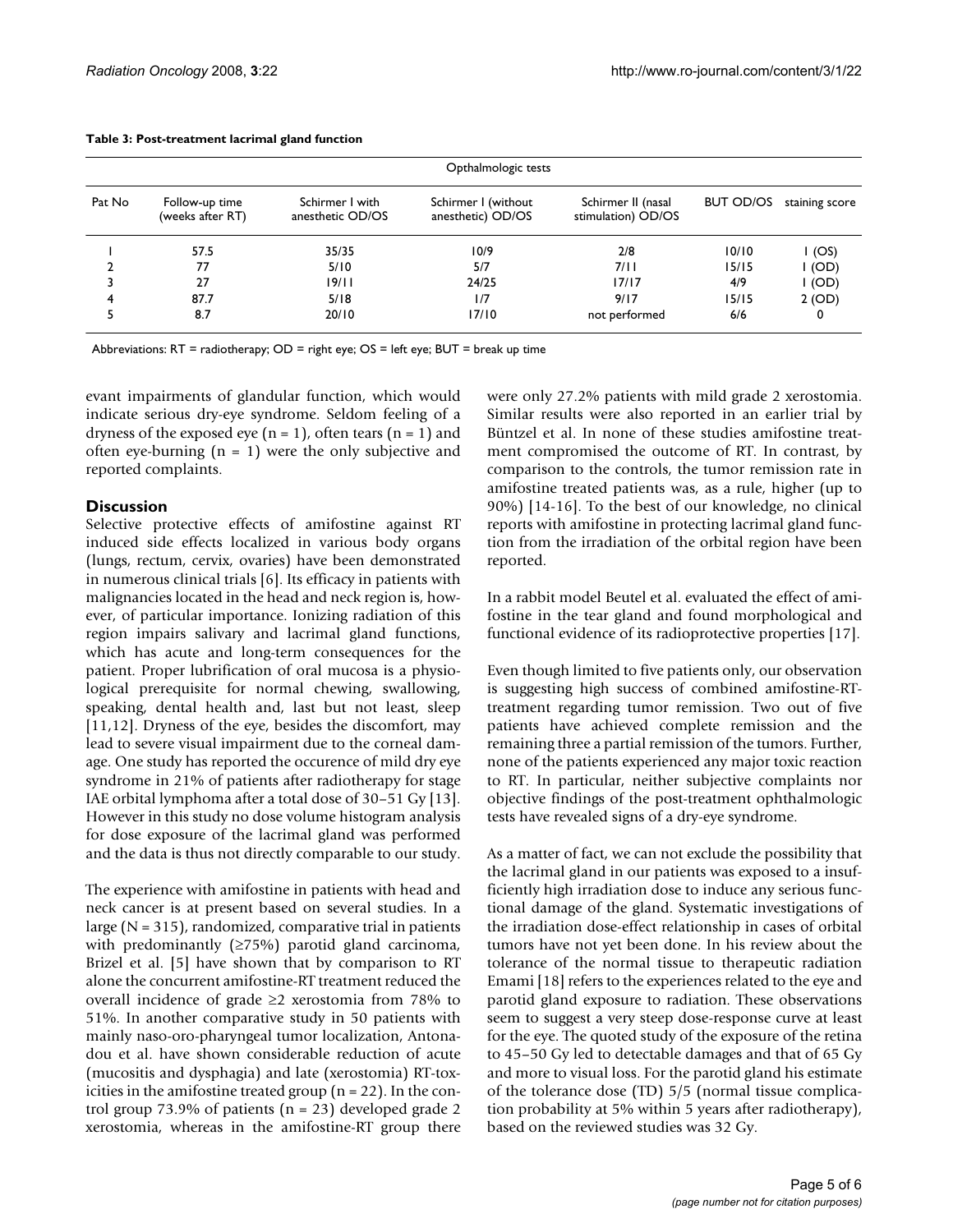**Table 3: Post-treatment lacrimal gland function**

| | | Opthalmologic tests | | | | |
|---|---|---|---|---|---|---|
| Pat No | Follow-up time (weeks after RT) | Schirmer I with anesthetic OD/OS | Schirmer I (without anesthetic) OD/OS | Schirmer II (nasal stimulation) OD/OS | BUT OD/OS | staining score |
| 1 | 57.5 | 35/35 | 10/9 | 2/8 | 10/10 | 1 (OS) |
| 2 | 77 | 5/10 | 5/7 | 7/11 | 15/15 | 1 (OD) |
| 3 | 27 | 19/11 | 24/25 | 17/17 | 4/9 | 1 (OD) |
| 4 | 87.7 | 5/18 | 1/7 | 9/17 | 15/15 | 2 (OD) |
| 5 | 8.7 | 20/10 | 17/10 | not performed | 6/6 | 0 |

Abbreviations: RT = radiotherapy; OD = right eye; OS = left eye; BUT = break up time

evant impairments of glandular function, which would indicate serious dry-eye syndrome. Seldom feeling of a dryness of the exposed eye (n = 1), often tears (n = 1) and often eye-burning (n = 1) were the only subjective and reported complaints.

## Discussion

Selective protective effects of amifostine against RT induced side effects localized in various body organs (lungs, rectum, cervix, ovaries) have been demonstrated in numerous clinical trials [6]. Its efficacy in patients with malignancies located in the head and neck region is, however, of particular importance. Ionizing radiation of this region impairs salivary and lacrimal gland functions, which has acute and long-term consequences for the patient. Proper lubrification of oral mucosa is a physiological prerequisite for normal chewing, swallowing, speaking, dental health and, last but not least, sleep [11,12]. Dryness of the eye, besides the discomfort, may lead to severe visual impairment due to the corneal damage. One study has reported the occurence of mild dry eye syndrome in 21% of patients after radiotherapy for stage IAE orbital lymphoma after a total dose of 30–51 Gy [13]. However in this study no dose volume histogram analysis for dose exposure of the lacrimal gland was performed and the data is thus not directly comparable to our study.

The experience with amifostine in patients with head and neck cancer is at present based on several studies. In a large (N = 315), randomized, comparative trial in patients with predominantly (≥75%) parotid gland carcinoma, Brizel et al. [5] have shown that by comparison to RT alone the concurrent amifostine-RT treatment reduced the overall incidence of grade ≥2 xerostomia from 78% to 51%. In another comparative study in 50 patients with mainly naso-oro-pharyngeal tumor localization, Antonadou et al. have shown considerable reduction of acute (mucositis and dysphagia) and late (xerostomia) RT-toxicities in the amifostine treated group (n = 22). In the control group 73.9% of patients (n = 23) developed grade 2 xerostomia, whereas in the amifostine-RT group there were only 27.2% patients with mild grade 2 xerostomia. Similar results were also reported in an earlier trial by Büntzel et al. In none of these studies amifostine treatment compromised the outcome of RT. In contrast, by comparison to the controls, the tumor remission rate in amifostine treated patients was, as a rule, higher (up to 90%) [14-16]. To the best of our knowledge, no clinical reports with amifostine in protecting lacrimal gland function from the irradiation of the orbital region have been reported.

In a rabbit model Beutel et al. evaluated the effect of amifostine in the tear gland and found morphological and functional evidence of its radioprotective properties [17].

Even though limited to five patients only, our observation is suggesting high success of combined amifostine-RT-treatment regarding tumor remission. Two out of five patients have achieved complete remission and the remaining three a partial remission of the tumors. Further, none of the patients experienced any major toxic reaction to RT. In particular, neither subjective complaints nor objective findings of the post-treatment ophthalmologic tests have revealed signs of a dry-eye syndrome.

As a matter of fact, we can not exclude the possibility that the lacrimal gland in our patients was exposed to a insufficiently high irradiation dose to induce any serious functional damage of the gland. Systematic investigations of the irradiation dose-effect relationship in cases of orbital tumors have not yet been done. In his review about the tolerance of the normal tissue to therapeutic radiation Emami [18] refers to the experiences related to the eye and parotid gland exposure to radiation. These observations seem to suggest a very steep dose-response curve at least for the eye. The quoted study of the exposure of the retina to 45–50 Gy led to detectable damages and that of 65 Gy and more to visual loss. For the parotid gland his estimate of the tolerance dose (TD) 5/5 (normal tissue complication probability at 5% within 5 years after radiotherapy), based on the reviewed studies was 32 Gy.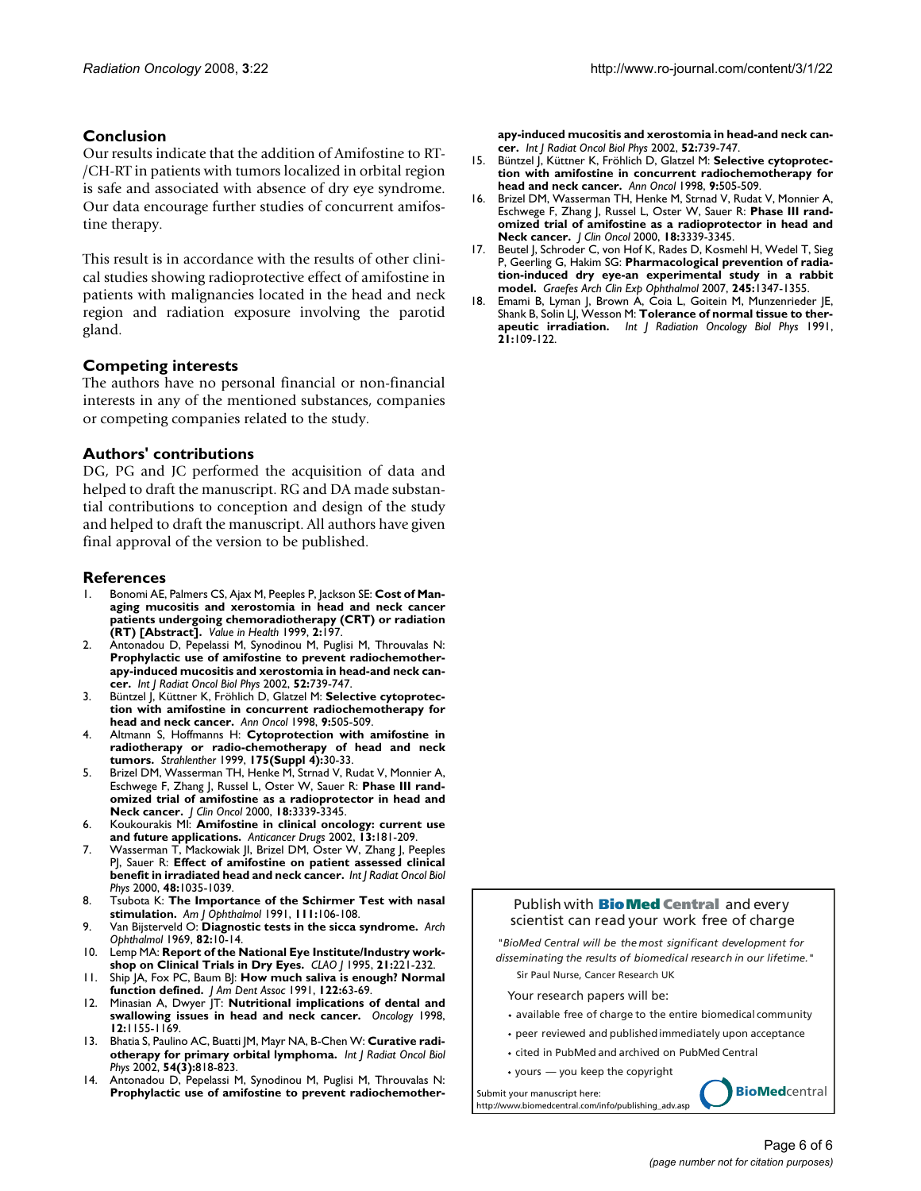## Conclusion

Our results indicate that the addition of Amifostine to RT-/CH-RT in patients with tumors localized in orbital region is safe and associated with absence of dry eye syndrome. Our data encourage further studies of concurrent amifostine therapy.

This result is in accordance with the results of other clinical studies showing radioprotective effect of amifostine in patients with malignancies located in the head and neck region and radiation exposure involving the parotid gland.

## Competing interests

The authors have no personal financial or non-financial interests in any of the mentioned substances, companies or competing companies related to the study.

## Authors' contributions

DG, PG and JC performed the acquisition of data and helped to draft the manuscript. RG and DA made substantial contributions to conception and design of the study and helped to draft the manuscript. All authors have given final approval of the version to be published.

## References

1. Bonomi AE, Palmers CS, Ajax M, Peeples P, Jackson SE: **Cost of Managing mucositis and xerostomia in head and neck cancer patients undergoing chemoradiotherapy (CRT) or radiation (RT) [Abstract].** *Value in Health* 1999, **2:**197.
2. Antonadou D, Pepelassi M, Synodinou M, Puglisi M, Throuvalas N: **Prophylactic use of amifostine to prevent radiochemotherapy-induced mucositis and xerostomia in head-and neck cancer.** *Int J Radiat Oncol Biol Phys* 2002, **52:**739-747.
3. Büntzel J, Küttner K, Fröhlich D, Glatzel M: **Selective cytoprotection with amifostine in concurrent radiochemotherapy for head and neck cancer.** *Ann Oncol* 1998, **9:**505-509.
4. Altmann S, Hoffmanns H: **Cytoprotection with amifostine in radiotherapy or radio-chemotherapy of head and neck tumors.** *Strahlenther* 1999, **175(Suppl 4):**30-33.
5. Brizel DM, Wasserman TH, Henke M, Strnad V, Rudat V, Monnier A, Eschwege F, Zhang J, Russel L, Oster W, Sauer R: **Phase III randomized trial of amifostine as a radioprotector in head and Neck cancer.** *J Clin Oncol* 2000, **18:**3339-3345.
6. Koukourakis MI: **Amifostine in clinical oncology: current use and future applications.** *Anticancer Drugs* 2002, **13:**181-209.
7. Wasserman T, Mackowiak JI, Brizel DM, Oster W, Zhang J, Peeples PJ, Sauer R: **Effect of amifostine on patient assessed clinical benefit in irradiated head and neck cancer.** *Int J Radiat Oncol Biol Phys* 2000, **48:**1035-1039.
8. Tsubota K: **The Importance of the Schirmer Test with nasal stimulation.** *Am J Ophthalmol* 1991, **111:**106-108.
9. Van Bijsterveld O: **Diagnostic tests in the sicca syndrome.** *Arch Ophthalmol* 1969, **82:**10-14.
10. Lemp MA: **Report of the National Eye Institute/Industry workshop on Clinical Trials in Dry Eyes.** *CLAO J* 1995, **21:**221-232.
11. Ship JA, Fox PC, Baum BJ: **How much saliva is enough? Normal function defined.** *J Am Dent Assoc* 1991, **122:**63-69.
12. Minasian A, Dwyer JT: **Nutritional implications of dental and swallowing issues in head and neck cancer.** *Oncology* 1998, **12:**1155-1169.
13. Bhatia S, Paulino AC, Buatti JM, Mayr NA, B-Chen W: **Curative radiotherapy for primary orbital lymphoma.** *Int J Radiat Oncol Biol Phys* 2002, **54(3):**818-823.
14. Antonadou D, Pepelassi M, Synodinou M, Puglisi M, Throuvalas N: **Prophylactic use of amifostine to prevent radiochemotherapy-induced mucositis and xerostomia in head-and neck cancer.** *Int J Radiat Oncol Biol Phys* 2002, **52:**739-747.
15. Büntzel J, Küttner K, Fröhlich D, Glatzel M: **Selective cytoprotection with amifostine in concurrent radiochemotherapy for head and neck cancer.** *Ann Oncol* 1998, **9:**505-509.
16. Brizel DM, Wasserman TH, Henke M, Strnad V, Rudat V, Monnier A, Eschwege F, Zhang J, Russel L, Oster W, Sauer R: **Phase III randomized trial of amifostine as a radioprotector in head and Neck cancer.** *J Clin Oncol* 2000, **18:**3339-3345.
17. Beutel J, Schroder C, von Hof K, Rades D, Kosmehl H, Wedel T, Sieg P, Geerling G, Hakim SG: **Pharmacological prevention of radiation-induced dry eye-an experimental study in a rabbit model.** *Graefes Arch Clin Exp Ophthalmol* 2007, **245:**1347-1355.
18. Emami B, Lyman J, Brown A, Coia L, Goitein M, Munzenrieder JE, Shank B, Solin LJ, Wesson M: **Tolerance of normal tissue to therapeutic irradiation.** *Int J Radiation Oncology Biol Phys* 1991, **21:**109-122.

Publish with **BioMed Central** and every scientist can read your work free of charge

*"BioMed Central will be the most significant development for disseminating the results of biomedical research in our lifetime."*

Sir Paul Nurse, Cancer Research UK

Your research papers will be:

- available free of charge to the entire biomedical community
- peer reviewed and published immediately upon acceptance
- cited in PubMed and archived on PubMed Central
- yours — you keep the copyright

Submit your manuscript here:
http://www.biomedcentral.com/info/publishing_adv.asp

BioMedcentral